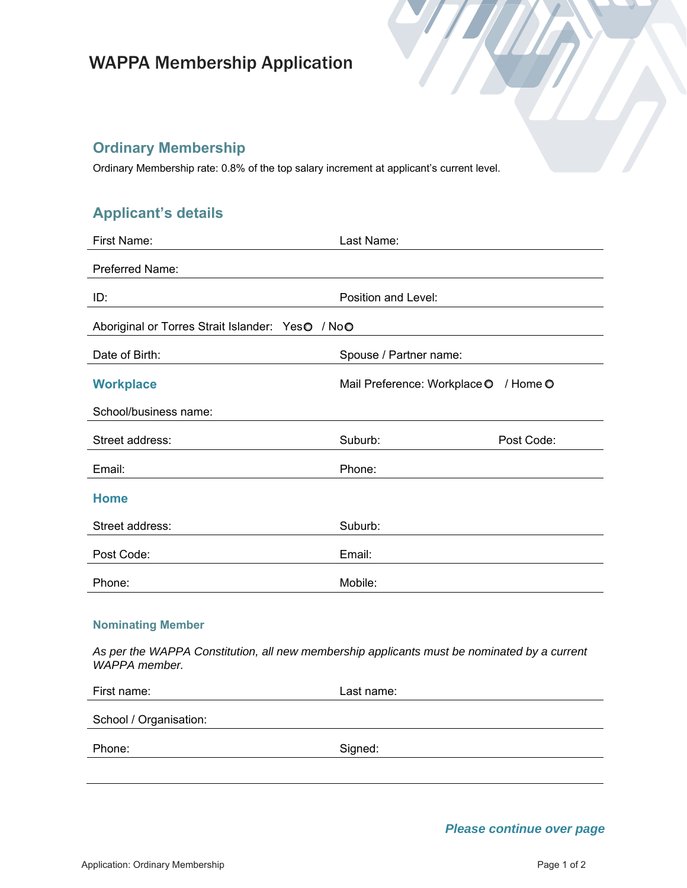# WAPPA Membership Application

## Ordinary Membership

Ordinary Membership rate: 0.8% of the top salary increment at applicant's current level.

## Applicant's details

First Name: Last Name:

Preferred Name:

ID: Position and Level:

Aboriginal or Torres Strait Islander: Yes ○ / No ○

Date of Birth: Spouse / Partner name:

### Workplace

Mail Preference: Workplace ○ / Home ○

School/business name:

Street address: Suburb: Post Code:

Email: Phone:

### Home

Street address: Suburb:

Post Code: Email:

Phone: Mobile:

### Nominating Member

*As per the WAPPA Constitution, all new membership applicants must be nominated by a current WAPPA member.*

First name: Last name:

School / Organisation:

Phone: Signed:

***Please continue over page***

Application: Ordinary Membership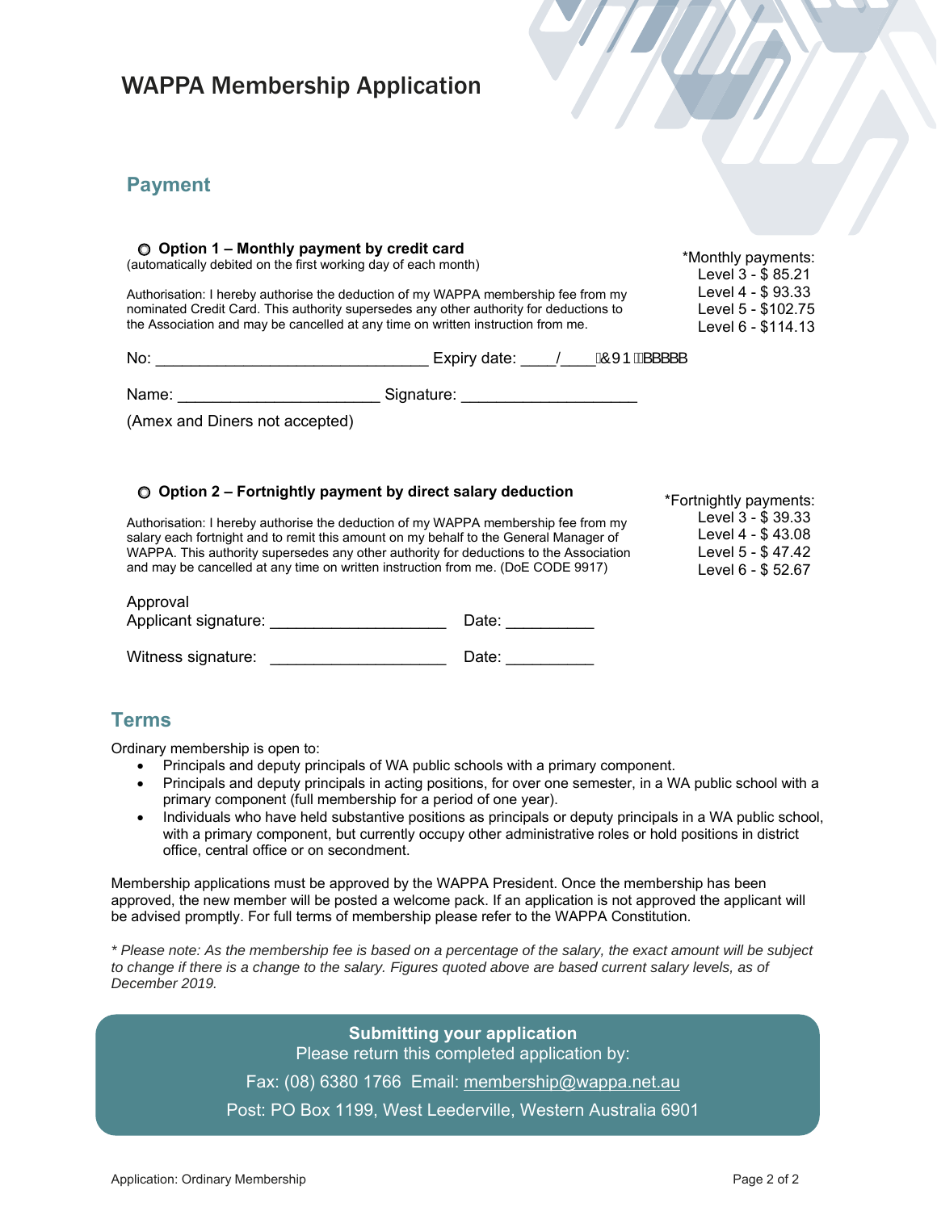# WAPPA Membership Application

## Payment

◯ **Option 1 – Monthly payment by credit card**
(automatically debited on the first working day of each month)

*Monthly payments:
Level 3 - $ 85.21
Level 4 - $ 93.33
Level 5 - $102.75
Level 6 - $114.13

Authorisation: I hereby authorise the deduction of my WAPPA membership fee from my nominated Credit Card. This authority supersedes any other authority for deductions to the Association and may be cancelled at any time on written instruction from me.

No: _______________________________ Expiry date: ____/____ CVN: _____

Name: ______________________ Signature: ___________________

(Amex and Diners not accepted)

◯ **Option 2 – Fortnightly payment by direct salary deduction**

*Fortnightly payments:
Level 3 - $ 39.33
Level 4 - $ 43.08
Level 5 - $ 47.42
Level 6 - $ 52.67

Authorisation: I hereby authorise the deduction of my WAPPA membership fee from my salary each fortnight and to remit this amount on my behalf to the General Manager of WAPPA. This authority supersedes any other authority for deductions to the Association and may be cancelled at any time on written instruction from me. (DoE CODE 9917)

Approval
Applicant signature: ___________________ Date: __________

Witness signature: ___________________ Date: __________

## Terms

Ordinary membership is open to:

- Principals and deputy principals of WA public schools with a primary component.
- Principals and deputy principals in acting positions, for over one semester, in a WA public school with a primary component (full membership for a period of one year).
- Individuals who have held substantive positions as principals or deputy principals in a WA public school, with a primary component, but currently occupy other administrative roles or hold positions in district office, central office or on secondment.

Membership applications must be approved by the WAPPA President. Once the membership has been approved, the new member will be posted a welcome pack. If an application is not approved the applicant will be advised promptly. For full terms of membership please refer to the WAPPA Constitution.

*\* Please note: As the membership fee is based on a percentage of the salary, the exact amount will be subject to change if there is a change to the salary. Figures quoted above are based current salary levels, as of December 2019.*

**Submitting your application**
Please return this completed application by:

Fax: (08) 6380 1766 Email: membership@wappa.net.au

Post: PO Box 1199, West Leederville, Western Australia 6901

Application: Ordinary Membership